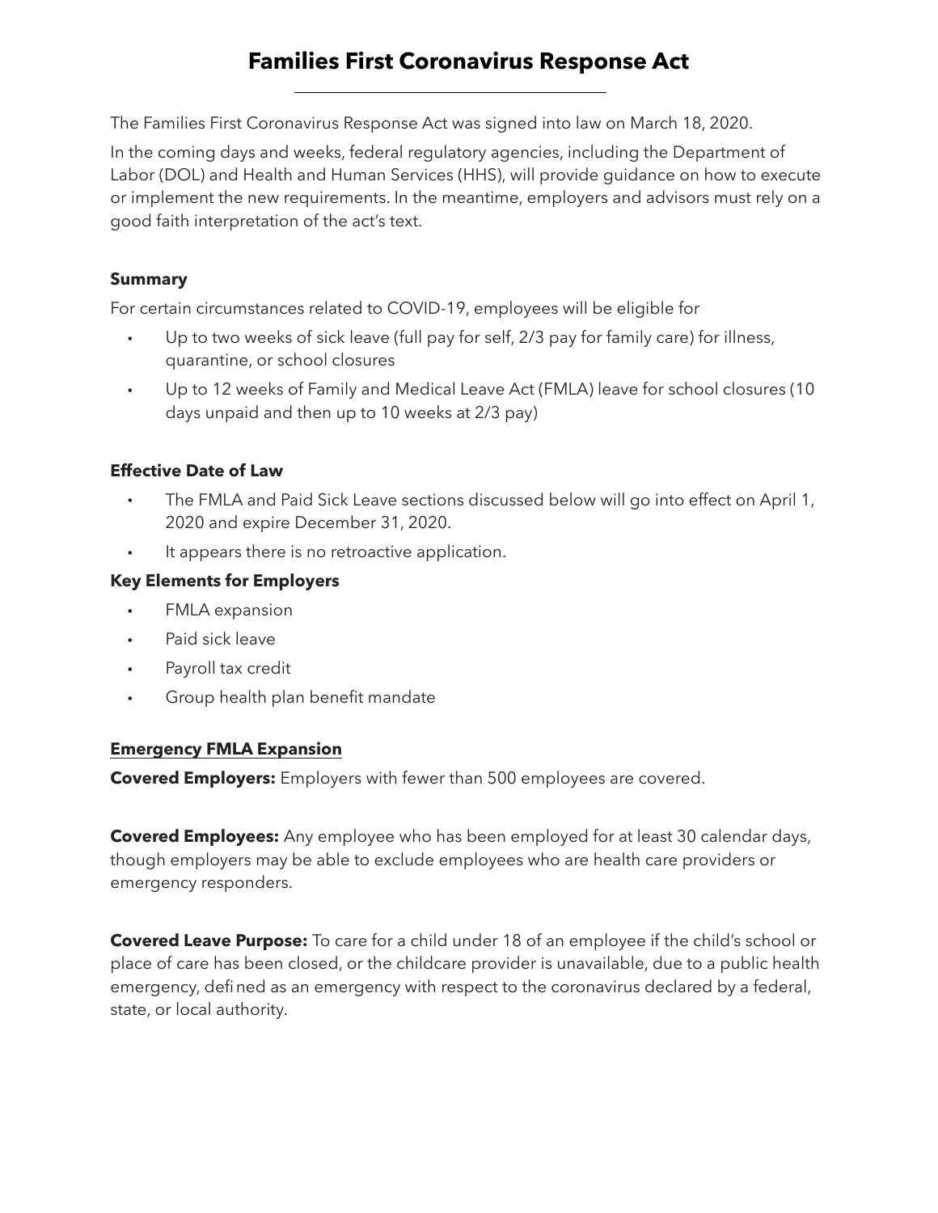# Families First Coronavirus Response Act

The Families First Coronavirus Response Act was signed into law on March 18, 2020.

In the coming days and weeks, federal regulatory agencies, including the Department of Labor (DOL) and Health and Human Services (HHS), will provide guidance on how to execute or implement the new requirements. In the meantime, employers and advisors must rely on a good faith interpretation of the act's text.

### Summary

For certain circumstances related to COVID-19, employees will be eligible for

- Up to two weeks of sick leave (full pay for self, 2/3 pay for family care) for illness, quarantine, or school closures
- Up to 12 weeks of Family and Medical Leave Act (FMLA) leave for school closures (10 days unpaid and then up to 10 weeks at 2/3 pay)

### Effective Date of Law

- The FMLA and Paid Sick Leave sections discussed below will go into effect on April 1, 2020 and expire December 31, 2020.
- It appears there is no retroactive application.

### Key Elements for Employers

- FMLA expansion
- Paid sick leave
- Payroll tax credit
- Group health plan benefit mandate

### Emergency FMLA Expansion

**Covered Employers:** Employers with fewer than 500 employees are covered.

**Covered Employees:** Any employee who has been employed for at least 30 calendar days, though employers may be able to exclude employees who are health care providers or emergency responders.

**Covered Leave Purpose:** To care for a child under 18 of an employee if the child's school or place of care has been closed, or the childcare provider is unavailable, due to a public health emergency, defined as an emergency with respect to the coronavirus declared by a federal, state, or local authority.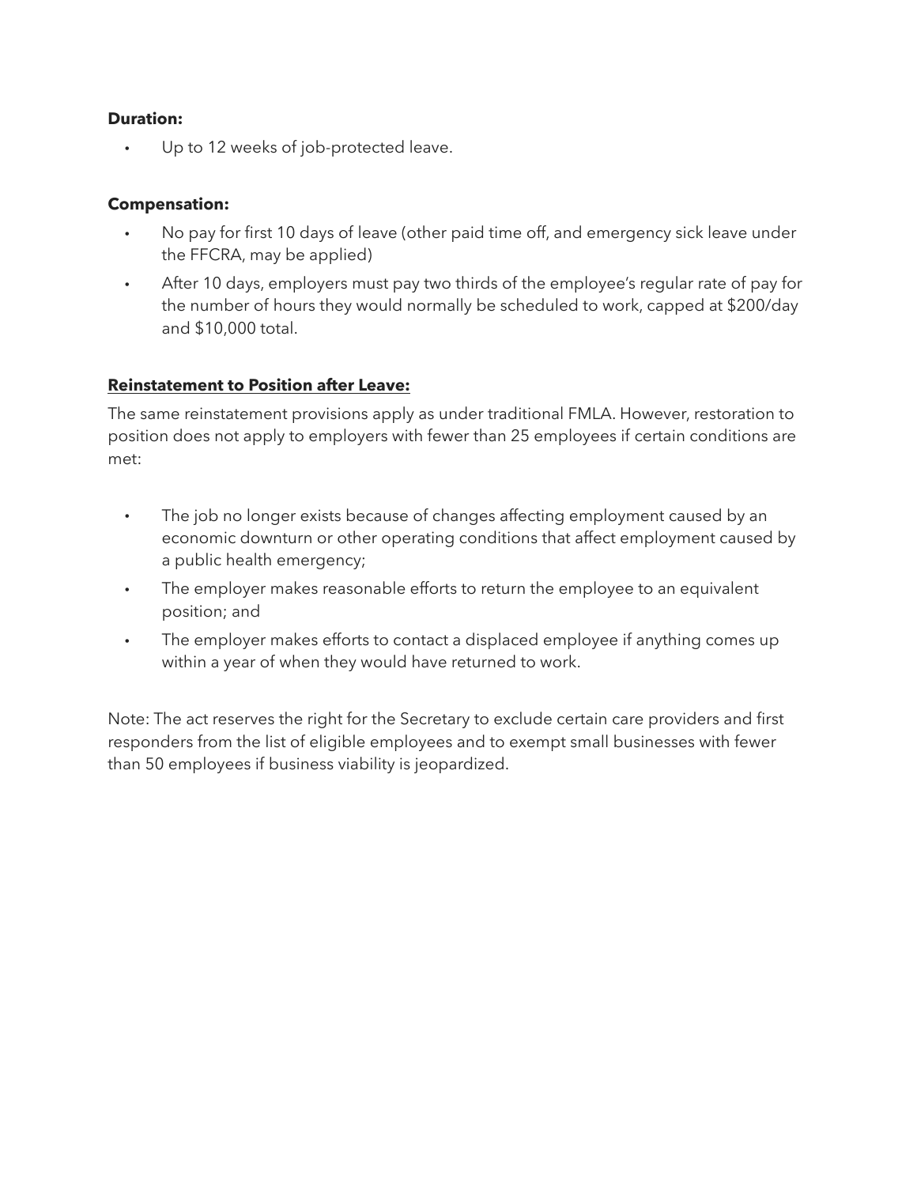**Duration:**

- Up to 12 weeks of job-protected leave.

**Compensation:**

- No pay for first 10 days of leave (other paid time off, and emergency sick leave under the FFCRA, may be applied)
- After 10 days, employers must pay two thirds of the employee's regular rate of pay for the number of hours they would normally be scheduled to work, capped at $200/day and $10,000 total.

**<u>Reinstatement to Position after Leave:</u>**

The same reinstatement provisions apply as under traditional FMLA. However, restoration to position does not apply to employers with fewer than 25 employees if certain conditions are met:

- The job no longer exists because of changes affecting employment caused by an economic downturn or other operating conditions that affect employment caused by a public health emergency;
- The employer makes reasonable efforts to return the employee to an equivalent position; and
- The employer makes efforts to contact a displaced employee if anything comes up within a year of when they would have returned to work.

Note: The act reserves the right for the Secretary to exclude certain care providers and first responders from the list of eligible employees and to exempt small businesses with fewer than 50 employees if business viability is jeopardized.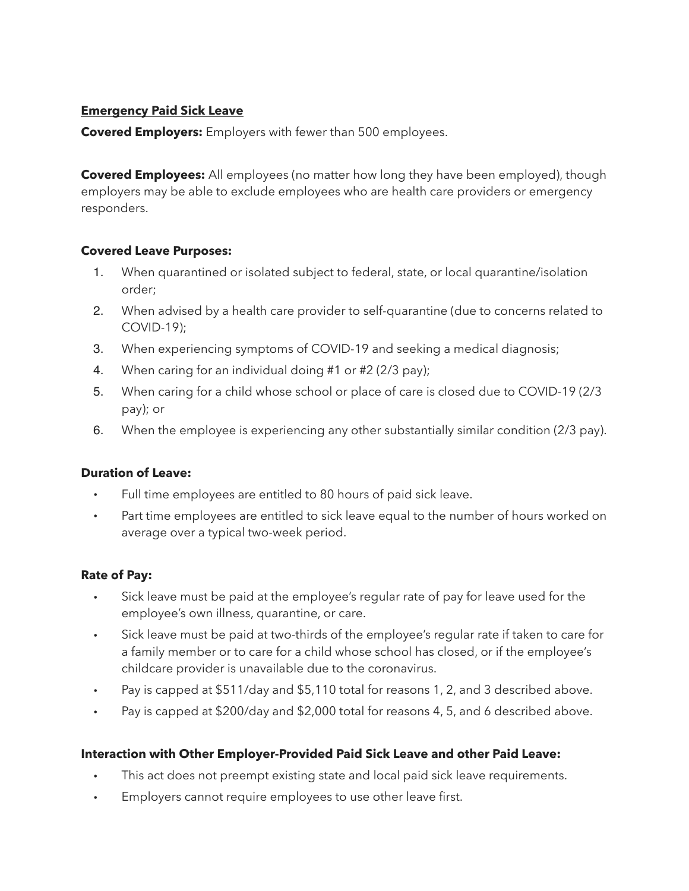## Emergency Paid Sick Leave

**Covered Employers:** Employers with fewer than 500 employees.

**Covered Employees:** All employees (no matter how long they have been employed), though employers may be able to exclude employees who are health care providers or emergency responders.

**Covered Leave Purposes:**

1. When quarantined or isolated subject to federal, state, or local quarantine/isolation order;
2. When advised by a health care provider to self-quarantine (due to concerns related to COVID-19);
3. When experiencing symptoms of COVID-19 and seeking a medical diagnosis;
4. When caring for an individual doing #1 or #2 (2/3 pay);
5. When caring for a child whose school or place of care is closed due to COVID-19 (2/3 pay); or
6. When the employee is experiencing any other substantially similar condition (2/3 pay).

**Duration of Leave:**

- Full time employees are entitled to 80 hours of paid sick leave.
- Part time employees are entitled to sick leave equal to the number of hours worked on average over a typical two-week period.

**Rate of Pay:**

- Sick leave must be paid at the employee's regular rate of pay for leave used for the employee's own illness, quarantine, or care.
- Sick leave must be paid at two-thirds of the employee's regular rate if taken to care for a family member or to care for a child whose school has closed, or if the employee's childcare provider is unavailable due to the coronavirus.
- Pay is capped at $511/day and $5,110 total for reasons 1, 2, and 3 described above.
- Pay is capped at $200/day and $2,000 total for reasons 4, 5, and 6 described above.

**Interaction with Other Employer-Provided Paid Sick Leave and other Paid Leave:**

- This act does not preempt existing state and local paid sick leave requirements.
- Employers cannot require employees to use other leave first.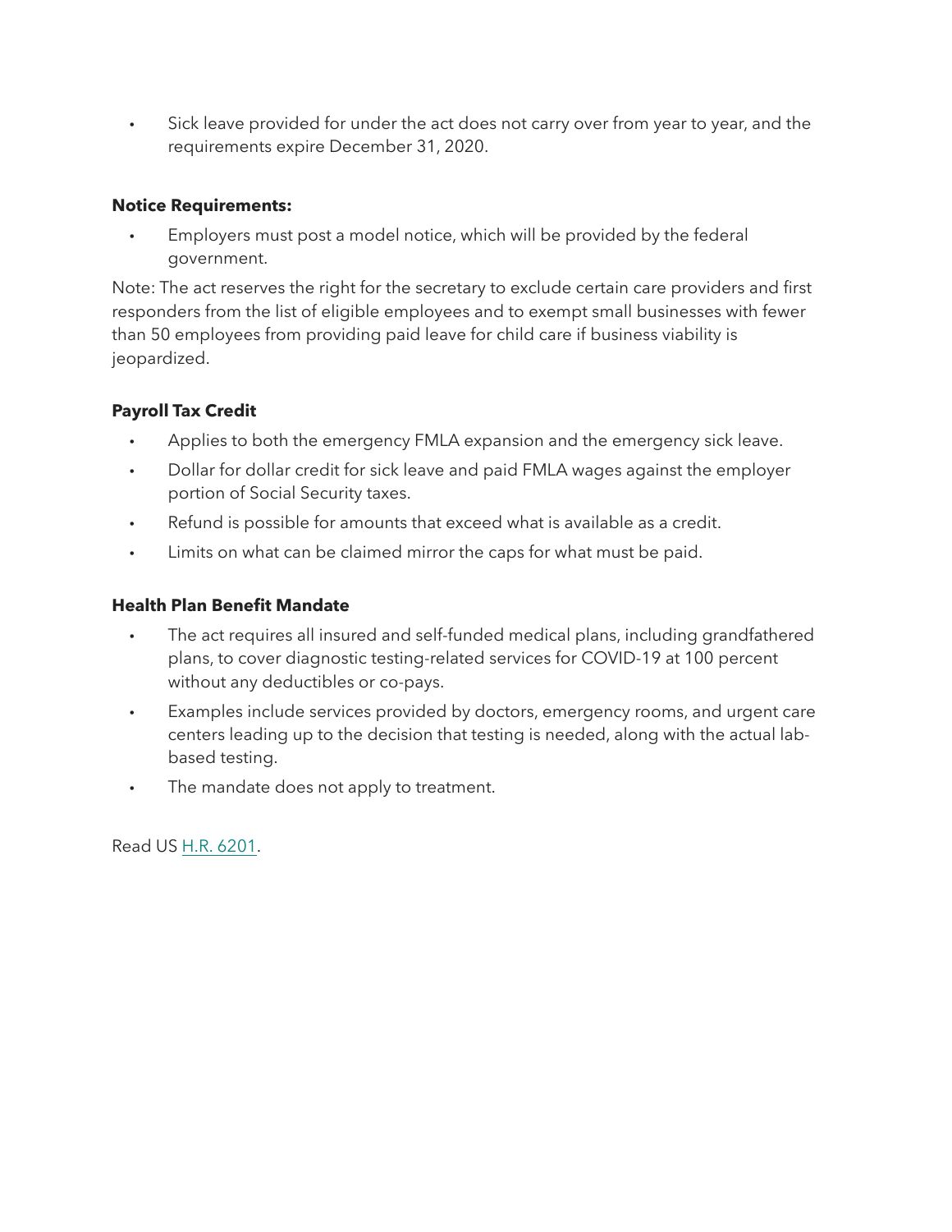- Sick leave provided for under the act does not carry over from year to year, and the requirements expire December 31, 2020.

**Notice Requirements:**

- Employers must post a model notice, which will be provided by the federal government.

Note: The act reserves the right for the secretary to exclude certain care providers and first responders from the list of eligible employees and to exempt small businesses with fewer than 50 employees from providing paid leave for child care if business viability is jeopardized.

**Payroll Tax Credit**

- Applies to both the emergency FMLA expansion and the emergency sick leave.
- Dollar for dollar credit for sick leave and paid FMLA wages against the employer portion of Social Security taxes.
- Refund is possible for amounts that exceed what is available as a credit.
- Limits on what can be claimed mirror the caps for what must be paid.

**Health Plan Benefit Mandate**

- The act requires all insured and self-funded medical plans, including grandfathered plans, to cover diagnostic testing-related services for COVID-19 at 100 percent without any deductibles or co-pays.
- Examples include services provided by doctors, emergency rooms, and urgent care centers leading up to the decision that testing is needed, along with the actual lab-based testing.
- The mandate does not apply to treatment.

Read US H.R. 6201.